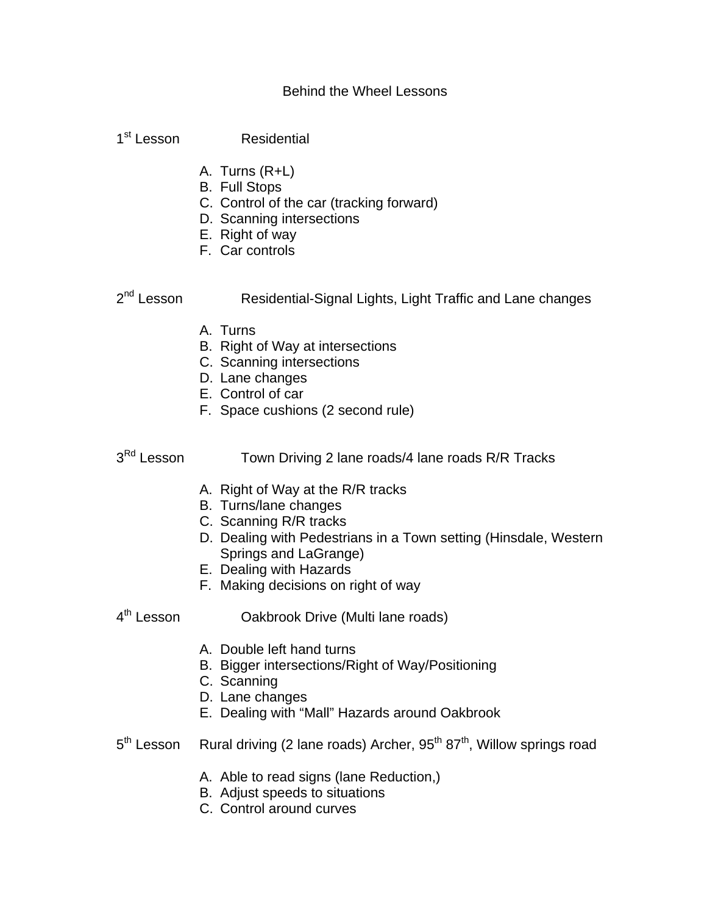# Behind the Wheel Lessons

**1st Lesson** Residential

A. Turns (R+L)
B. Full Stops
C. Control of the car (tracking forward)
D. Scanning intersections
E. Right of way
F. Car controls

**2nd Lesson** Residential-Signal Lights, Light Traffic and Lane changes

A. Turns
B. Right of Way at intersections
C. Scanning intersections
D. Lane changes
E. Control of car
F. Space cushions (2 second rule)

**3Rd Lesson** Town Driving 2 lane roads/4 lane roads R/R Tracks

A. Right of Way at the R/R tracks
B. Turns/lane changes
C. Scanning R/R tracks
D. Dealing with Pedestrians in a Town setting (Hinsdale, Western Springs and LaGrange)
E. Dealing with Hazards
F. Making decisions on right of way

**4th Lesson** Oakbrook Drive (Multi lane roads)

A. Double left hand turns
B. Bigger intersections/Right of Way/Positioning
C. Scanning
D. Lane changes
E. Dealing with "Mall" Hazards around Oakbrook

**5th Lesson** Rural driving (2 lane roads) Archer, 95th 87th, Willow springs road

A. Able to read signs (lane Reduction,)
B. Adjust speeds to situations
C. Control around curves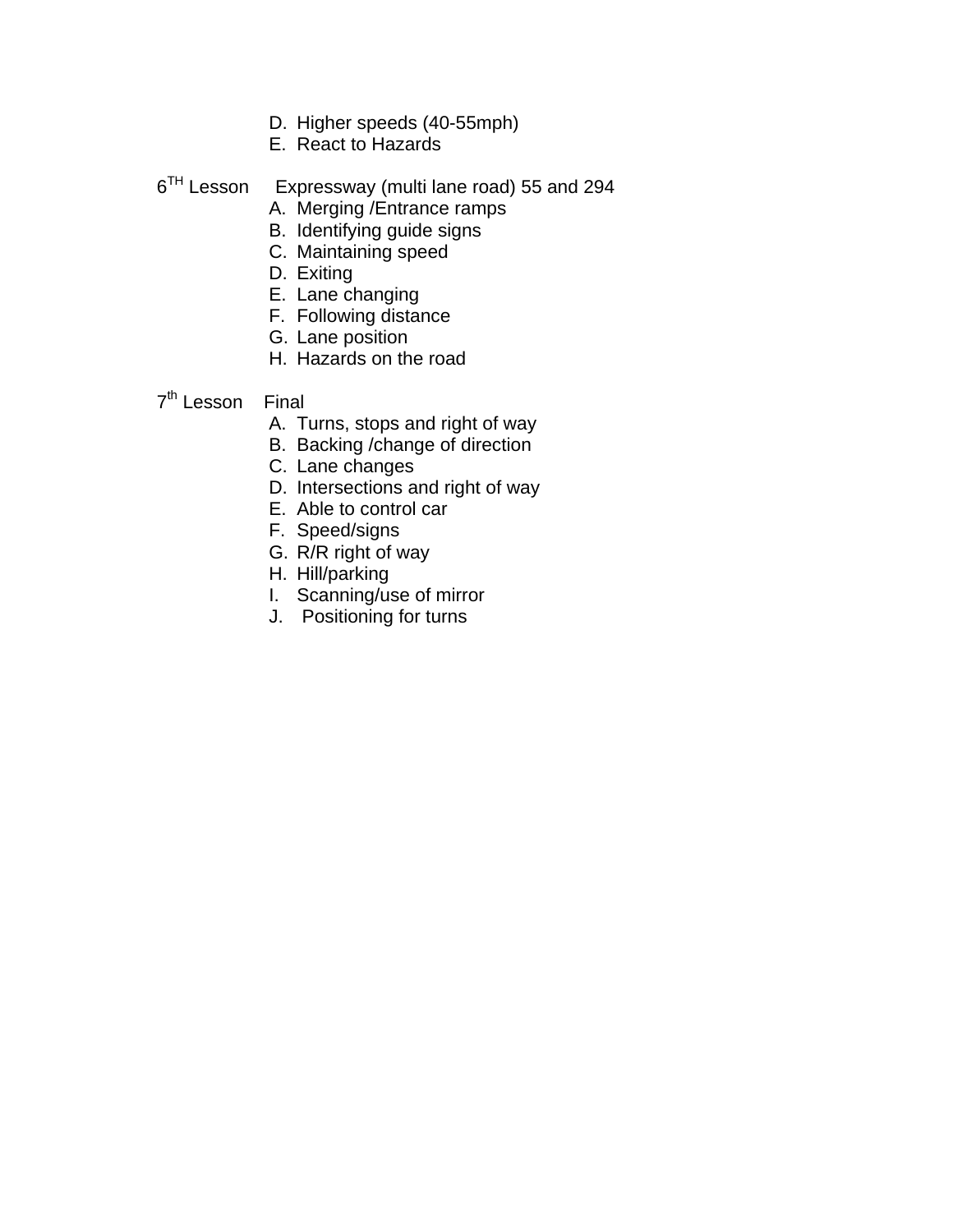D. Higher speeds (40-55mph)
E. React to Hazards

6TH Lesson Expressway (multi lane road) 55 and 294

A. Merging /Entrance ramps
B. Identifying guide signs
C. Maintaining speed
D. Exiting
E. Lane changing
F. Following distance
G. Lane position
H. Hazards on the road

7th Lesson Final

A. Turns, stops and right of way
B. Backing /change of direction
C. Lane changes
D. Intersections and right of way
E. Able to control car
F. Speed/signs
G. R/R right of way
H. Hill/parking
I. Scanning/use of mirror
J. Positioning for turns